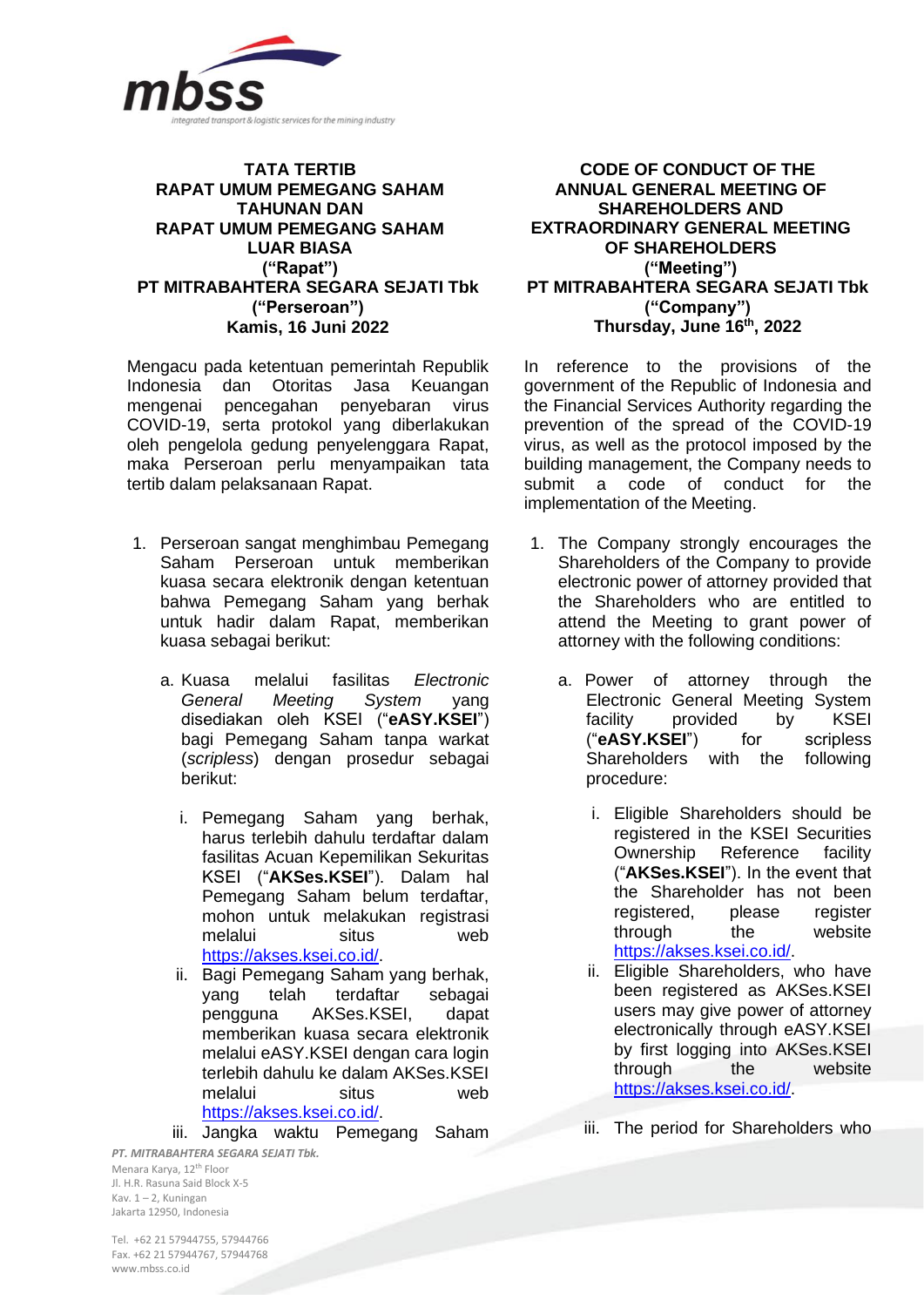mbss

integrated transport & logistic services for the mining industry

# TATA TERTIB RAPAT UMUM PEMEGANG SAHAM TAHUNAN DAN RAPAT UMUM PEMEGANG SAHAM LUAR BIASA ("Rapat") PT MITRABAHTERA SEGARA SEJATI Tbk ("Perseroan") Kamis, 16 Juni 2022

Mengacu pada ketentuan pemerintah Republik Indonesia dan Otoritas Jasa Keuangan mengenai pencegahan penyebaran virus COVID-19, serta protokol yang diberlakukan oleh pengelola gedung penyelenggara Rapat, maka Perseroan perlu menyampaikan tata tertib dalam pelaksanaan Rapat.

1. Perseroan sangat menghimbau Pemegang Saham Perseroan untuk memberikan kuasa secara elektronik dengan ketentuan bahwa Pemegang Saham yang berhak untuk hadir dalam Rapat, memberikan kuasa sebagai berikut:

   a. Kuasa melalui fasilitas *Electronic General Meeting System* yang disediakan oleh KSEI ("**eASY.KSEI**") bagi Pemegang Saham tanpa warkat (*scripless*) dengan prosedur sebagai berikut:

      i. Pemegang Saham yang berhak, harus terlebih dahulu terdaftar dalam fasilitas Acuan Kepemilikan Sekuritas KSEI ("**AKSes.KSEI**"). Dalam hal Pemegang Saham belum terdaftar, mohon untuk melakukan registrasi melalui situs web https://akses.ksei.co.id/.
      
      ii. Bagi Pemegang Saham yang berhak, yang telah terdaftar sebagai pengguna AKSes.KSEI, dapat memberikan kuasa secara elektronik melalui eASY.KSEI dengan cara login terlebih dahulu ke dalam AKSes.KSEI melalui situs web https://akses.ksei.co.id/.
      
      iii. Jangka waktu Pemegang Saham

# CODE OF CONDUCT OF THE ANNUAL GENERAL MEETING OF SHAREHOLDERS AND EXTRAORDINARY GENERAL MEETING OF SHAREHOLDERS ("Meeting") PT MITRABAHTERA SEGARA SEJATI Tbk ("Company") Thursday, June 16th, 2022

In reference to the provisions of the government of the Republic of Indonesia and the Financial Services Authority regarding the prevention of the spread of the COVID-19 virus, as well as the protocol imposed by the building management, the Company needs to submit a code of conduct for the implementation of the Meeting.

1. The Company strongly encourages the Shareholders of the Company to provide electronic power of attorney provided that the Shareholders who are entitled to attend the Meeting to grant power of attorney with the following conditions:

   a. Power of attorney through the Electronic General Meeting System facility provided by KSEI ("**eASY.KSEI**") for scripless Shareholders with the following procedure:

      i. Eligible Shareholders should be registered in the KSEI Securities Ownership Reference facility ("**AKSes.KSEI**"). In the event that the Shareholder has not been registered, please register through the website https://akses.ksei.co.id/.
      
      ii. Eligible Shareholders, who have been registered as AKSes.KSEI users may give power of attorney electronically through eASY.KSEI by first logging into AKSes.KSEI through the website https://akses.ksei.co.id/.
      
      iii. The period for Shareholders who

PT. MITRABAHTERA SEGARA SEJATI Tbk.
Menara Karya, 12th Floor
Jl. H.R. Rasuna Said Block X-5
Kav. 1 – 2, Kuningan
Jakarta 12950, Indonesia

Tel. +62 21 57944755, 57944766
Fax. +62 21 57944767, 57944768
www.mbss.co.id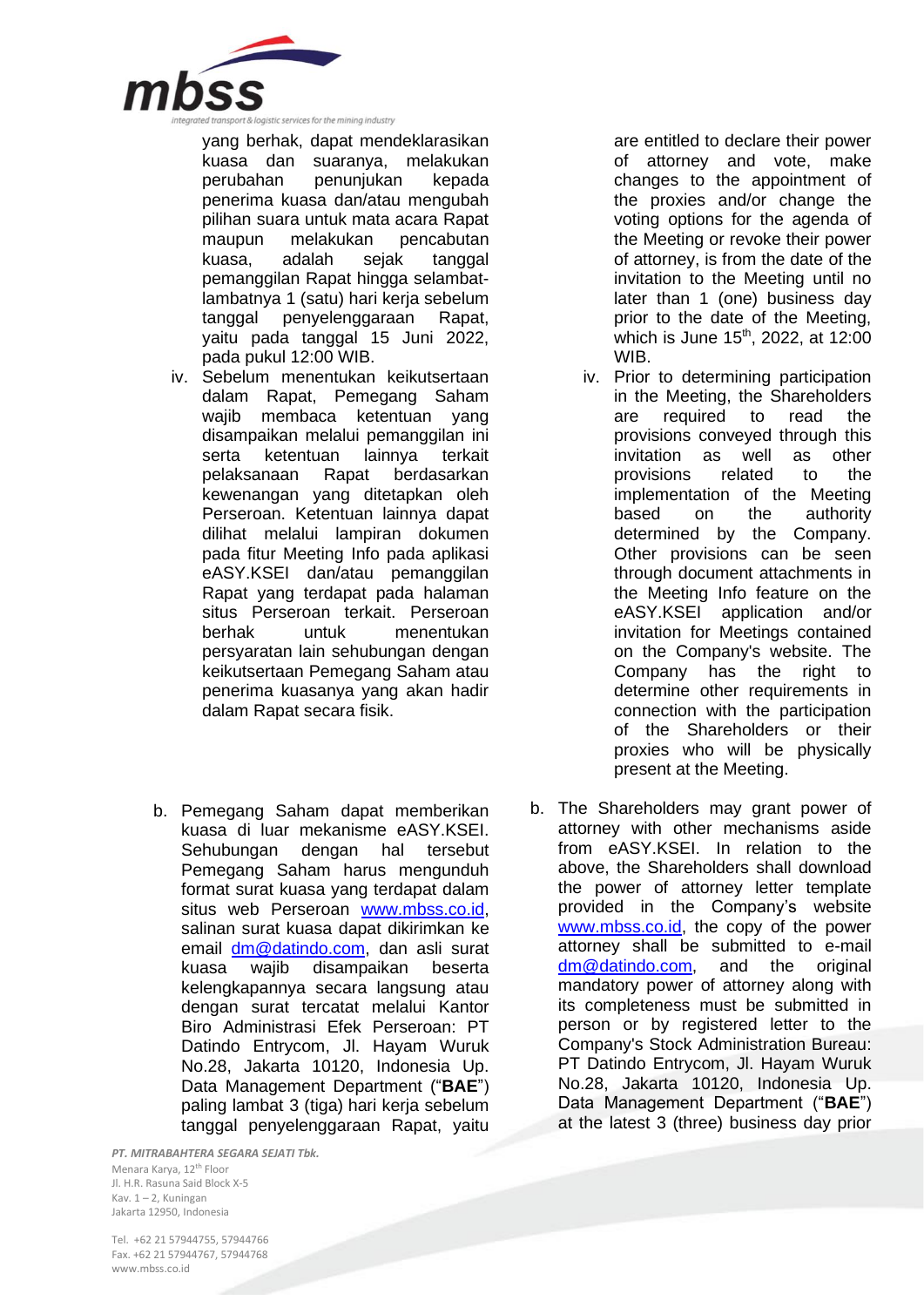yang berhak, dapat mendeklarasikan kuasa dan suaranya, melakukan perubahan penunjukan kepada penerima kuasa dan/atau mengubah pilihan suara untuk mata acara Rapat maupun melakukan pencabutan kuasa, adalah sejak tanggal pemanggilan Rapat hingga selambat-lambatnya 1 (satu) hari kerja sebelum tanggal penyelenggaraan Rapat, yaitu pada tanggal 15 Juni 2022, pada pukul 12:00 WIB.

iv. Sebelum menentukan keikutsertaan dalam Rapat, Pemegang Saham wajib membaca ketentuan yang disampaikan melalui pemanggilan ini serta ketentuan lainnya terkait pelaksanaan Rapat berdasarkan kewenangan yang ditetapkan oleh Perseroan. Ketentuan lainnya dapat dilihat melalui lampiran dokumen pada fitur Meeting Info pada aplikasi eASY.KSEI dan/atau pemanggilan Rapat yang terdapat pada halaman situs Perseroan terkait. Perseroan berhak untuk menentukan persyaratan lain sehubungan dengan keikutsertaan Pemegang Saham atau penerima kuasanya yang akan hadir dalam Rapat secara fisik.

b. Pemegang Saham dapat memberikan kuasa di luar mekanisme eASY.KSEI. Sehubungan dengan hal tersebut Pemegang Saham harus mengunduh format surat kuasa yang terdapat dalam situs web Perseroan www.mbss.co.id, salinan surat kuasa dapat dikirimkan ke email dm@datindo.com, dan asli surat kuasa wajib disampaikan beserta kelengkapannya secara langsung atau dengan surat tercatat melalui Kantor Biro Administrasi Efek Perseroan: PT Datindo Entrycom, Jl. Hayam Wuruk No.28, Jakarta 10120, Indonesia Up. Data Management Department ("**BAE**") paling lambat 3 (tiga) hari kerja sebelum tanggal penyelenggaraan Rapat, yaitu

are entitled to declare their power of attorney and vote, make changes to the appointment of the proxies and/or change the voting options for the agenda of the Meeting or revoke their power of attorney, is from the date of the invitation to the Meeting until no later than 1 (one) business day prior to the date of the Meeting, which is June 15th, 2022, at 12:00 WIB.

iv. Prior to determining participation in the Meeting, the Shareholders are required to read the provisions conveyed through this invitation as well as other provisions related to the implementation of the Meeting based on the authority determined by the Company. Other provisions can be seen through document attachments in the Meeting Info feature on the eASY.KSEI application and/or invitation for Meetings contained on the Company's website. The Company has the right to determine other requirements in connection with the participation of the Shareholders or their proxies who will be physically present at the Meeting.

b. The Shareholders may grant power of attorney with other mechanisms aside from eASY.KSEI. In relation to the above, the Shareholders shall download the power of attorney letter template provided in the Company's website www.mbss.co.id, the copy of the power attorney shall be submitted to e-mail dm@datindo.com, and the original mandatory power of attorney along with its completeness must be submitted in person or by registered letter to the Company's Stock Administration Bureau: PT Datindo Entrycom, Jl. Hayam Wuruk No.28, Jakarta 10120, Indonesia Up. Data Management Department ("**BAE**") at the latest 3 (three) business day prior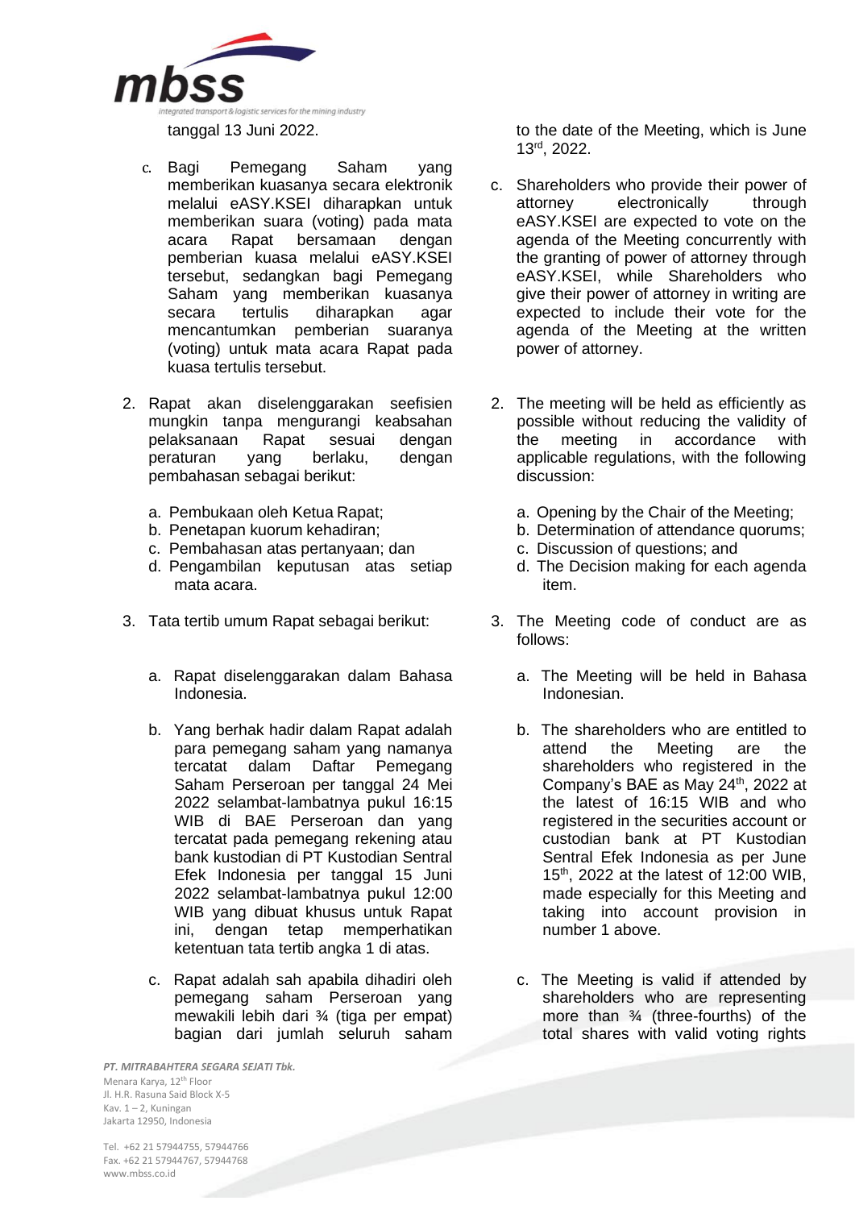tanggal 13 Juni 2022.

c. Bagi Pemegang Saham yang memberikan kuasanya secara elektronik melalui eASY.KSEI diharapkan untuk memberikan suara (voting) pada mata acara Rapat bersamaan dengan pemberian kuasa melalui eASY.KSEI tersebut, sedangkan bagi Pemegang Saham yang memberikan kuasanya secara tertulis diharapkan agar mencantumkan pemberian suaranya (voting) untuk mata acara Rapat pada kuasa tertulis tersebut.

2. Rapat akan diselenggarakan seefisien mungkin tanpa mengurangi keabsahan pelaksanaan Rapat sesuai dengan peraturan yang berlaku, dengan pembahasan sebagai berikut:

   a. Pembukaan oleh Ketua Rapat;
   b. Penetapan kuorum kehadiran;
   c. Pembahasan atas pertanyaan; dan
   d. Pengambilan keputusan atas setiap mata acara.

3. Tata tertib umum Rapat sebagai berikut:

   a. Rapat diselenggarakan dalam Bahasa Indonesia.

   b. Yang berhak hadir dalam Rapat adalah para pemegang saham yang namanya tercatat dalam Daftar Pemegang Saham Perseroan per tanggal 24 Mei 2022 selambat-lambatnya pukul 16:15 WIB di BAE Perseroan dan yang tercatat pada pemegang rekening atau bank kustodian di PT Kustodian Sentral Efek Indonesia per tanggal 15 Juni 2022 selambat-lambatnya pukul 12:00 WIB yang dibuat khusus untuk Rapat ini, dengan tetap memperhatikan ketentuan tata tertib angka 1 di atas.

   c. Rapat adalah sah apabila dihadiri oleh pemegang saham Perseroan yang mewakili lebih dari ¾ (tiga per empat) bagian dari jumlah seluruh saham

to the date of the Meeting, which is June 13rd, 2022.

c. Shareholders who provide their power of attorney electronically through eASY.KSEI are expected to vote on the agenda of the Meeting concurrently with the granting of power of attorney through eASY.KSEI, while Shareholders who give their power of attorney in writing are expected to include their vote for the agenda of the Meeting at the written power of attorney.

2. The meeting will be held as efficiently as possible without reducing the validity of the meeting in accordance with applicable regulations, with the following discussion:

   a. Opening by the Chair of the Meeting;
   b. Determination of attendance quorums;
   c. Discussion of questions; and
   d. The Decision making for each agenda item.

3. The Meeting code of conduct are as follows:

   a. The Meeting will be held in Bahasa Indonesian.

   b. The shareholders who are entitled to attend the Meeting are the shareholders who registered in the Company's BAE as May 24th, 2022 at the latest of 16:15 WIB and who registered in the securities account or custodian bank at PT Kustodian Sentral Efek Indonesia as per June 15th, 2022 at the latest of 12:00 WIB, made especially for this Meeting and taking into account provision in number 1 above.

   c. The Meeting is valid if attended by shareholders who are representing more than ¾ (three-fourths) of the total shares with valid voting rights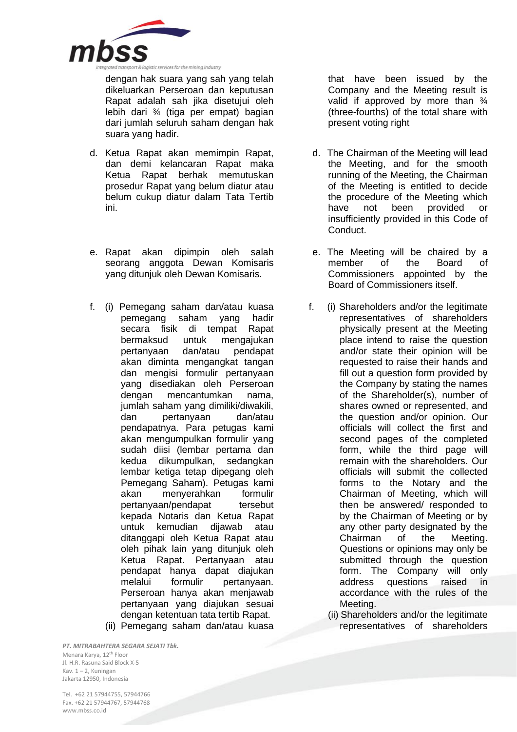dengan hak suara yang sah yang telah dikeluarkan Perseroan dan keputusan Rapat adalah sah jika disetujui oleh lebih dari ¾ (tiga per empat) bagian dari jumlah seluruh saham dengan hak suara yang hadir.

d. Ketua Rapat akan memimpin Rapat, dan demi kelancaran Rapat maka Ketua Rapat berhak memutuskan prosedur Rapat yang belum diatur atau belum cukup diatur dalam Tata Tertib ini.

e. Rapat akan dipimpin oleh salah seorang anggota Dewan Komisaris yang ditunjuk oleh Dewan Komisaris.

f. (i) Pemegang saham dan/atau kuasa pemegang saham yang hadir secara fisik di tempat Rapat bermaksud untuk mengajukan pertanyaan dan/atau pendapat akan diminta mengangkat tangan dan mengisi formulir pertanyaan yang disediakan oleh Perseroan dengan mencantumkan nama, jumlah saham yang dimiliki/diwakili, dan pertanyaan dan/atau pendapatnya. Para petugas kami akan mengumpulkan formulir yang sudah diisi (lembar pertama dan kedua dikumpulkan, sedangkan lembar ketiga tetap dipegang oleh Pemegang Saham). Petugas kami akan menyerahkan formulir pertanyaan/pendapat tersebut kepada Notaris dan Ketua Rapat untuk kemudian dijawab atau ditanggapi oleh Ketua Rapat atau oleh pihak lain yang ditunjuk oleh Ketua Rapat. Pertanyaan atau pendapat hanya dapat diajukan melalui formulir pertanyaan. Perseroan hanya akan menjawab pertanyaan yang diajukan sesuai dengan ketentuan tata tertib Rapat.

(ii) Pemegang saham dan/atau kuasa

that have been issued by the Company and the Meeting result is valid if approved by more than ¾ (three-fourths) of the total share with present voting right

d. The Chairman of the Meeting will lead the Meeting, and for the smooth running of the Meeting, the Chairman of the Meeting is entitled to decide the procedure of the Meeting which have not been provided or insufficiently provided in this Code of Conduct.

e. The Meeting will be chaired by a member of the Board of Commissioners appointed by the Board of Commissioners itself.

f. (i) Shareholders and/or the legitimate representatives of shareholders physically present at the Meeting place intend to raise the question and/or state their opinion will be requested to raise their hands and fill out a question form provided by the Company by stating the names of the Shareholder(s), number of shares owned or represented, and the question and/or opinion. Our officials will collect the first and second pages of the completed form, while the third page will remain with the shareholders. Our officials will submit the collected forms to the Notary and the Chairman of Meeting, which will then be answered/ responded to by the Chairman of Meeting or by any other party designated by the Chairman of the Meeting. Questions or opinions may only be submitted through the question form. The Company will only address questions raised in accordance with the rules of the Meeting.

(ii) Shareholders and/or the legitimate representatives of shareholders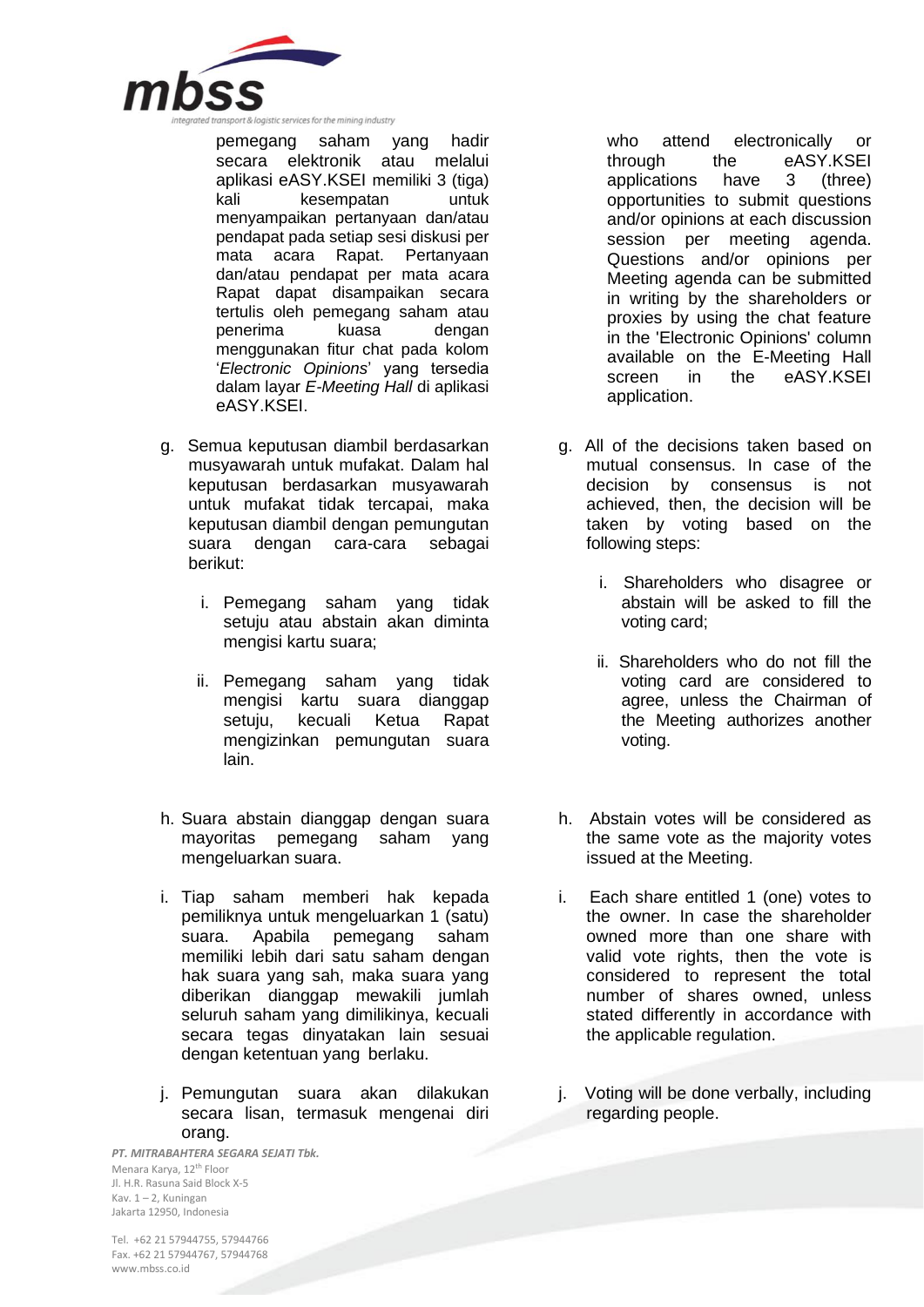pemegang saham yang hadir secara elektronik atau melalui aplikasi eASY.KSEI memiliki 3 (tiga) kali kesempatan untuk menyampaikan pertanyaan dan/atau pendapat pada setiap sesi diskusi per mata acara Rapat. Pertanyaan dan/atau pendapat per mata acara Rapat dapat disampaikan secara tertulis oleh pemegang saham atau penerima kuasa dengan menggunakan fitur chat pada kolom '*Electronic Opinions*' yang tersedia dalam layar *E-Meeting Hall* di aplikasi eASY.KSEI.

g. Semua keputusan diambil berdasarkan musyawarah untuk mufakat. Dalam hal keputusan berdasarkan musyawarah untuk mufakat tidak tercapai, maka keputusan diambil dengan pemungutan suara dengan cara-cara sebagai berikut:

   i. Pemegang saham yang tidak setuju atau abstain akan diminta mengisi kartu suara;

   ii. Pemegang saham yang tidak mengisi kartu suara dianggap setuju, kecuali Ketua Rapat mengizinkan pemungutan suara lain.

h. Suara abstain dianggap dengan suara mayoritas pemegang saham yang mengeluarkan suara.

i. Tiap saham memberi hak kepada pemiliknya untuk mengeluarkan 1 (satu) suara. Apabila pemegang saham memiliki lebih dari satu saham dengan hak suara yang sah, maka suara yang diberikan dianggap mewakili jumlah seluruh saham yang dimilikinya, kecuali secara tegas dinyatakan lain sesuai dengan ketentuan yang berlaku.

j. Pemungutan suara akan dilakukan secara lisan, termasuk mengenai diri orang.

who attend electronically or through the eASY.KSEI applications have 3 (three) opportunities to submit questions and/or opinions at each discussion session per meeting agenda. Questions and/or opinions per Meeting agenda can be submitted in writing by the shareholders or proxies by using the chat feature in the 'Electronic Opinions' column available on the E-Meeting Hall screen in the eASY.KSEI application.

g. All of the decisions taken based on mutual consensus. In case of the decision by consensus is not achieved, then, the decision will be taken by voting based on the following steps:

   i. Shareholders who disagree or abstain will be asked to fill the voting card;

   ii. Shareholders who do not fill the voting card are considered to agree, unless the Chairman of the Meeting authorizes another voting.

h. Abstain votes will be considered as the same vote as the majority votes issued at the Meeting.

i. Each share entitled 1 (one) votes to the owner. In case the shareholder owned more than one share with valid vote rights, then the vote is considered to represent the total number of shares owned, unless stated differently in accordance with the applicable regulation.

j. Voting will be done verbally, including regarding people.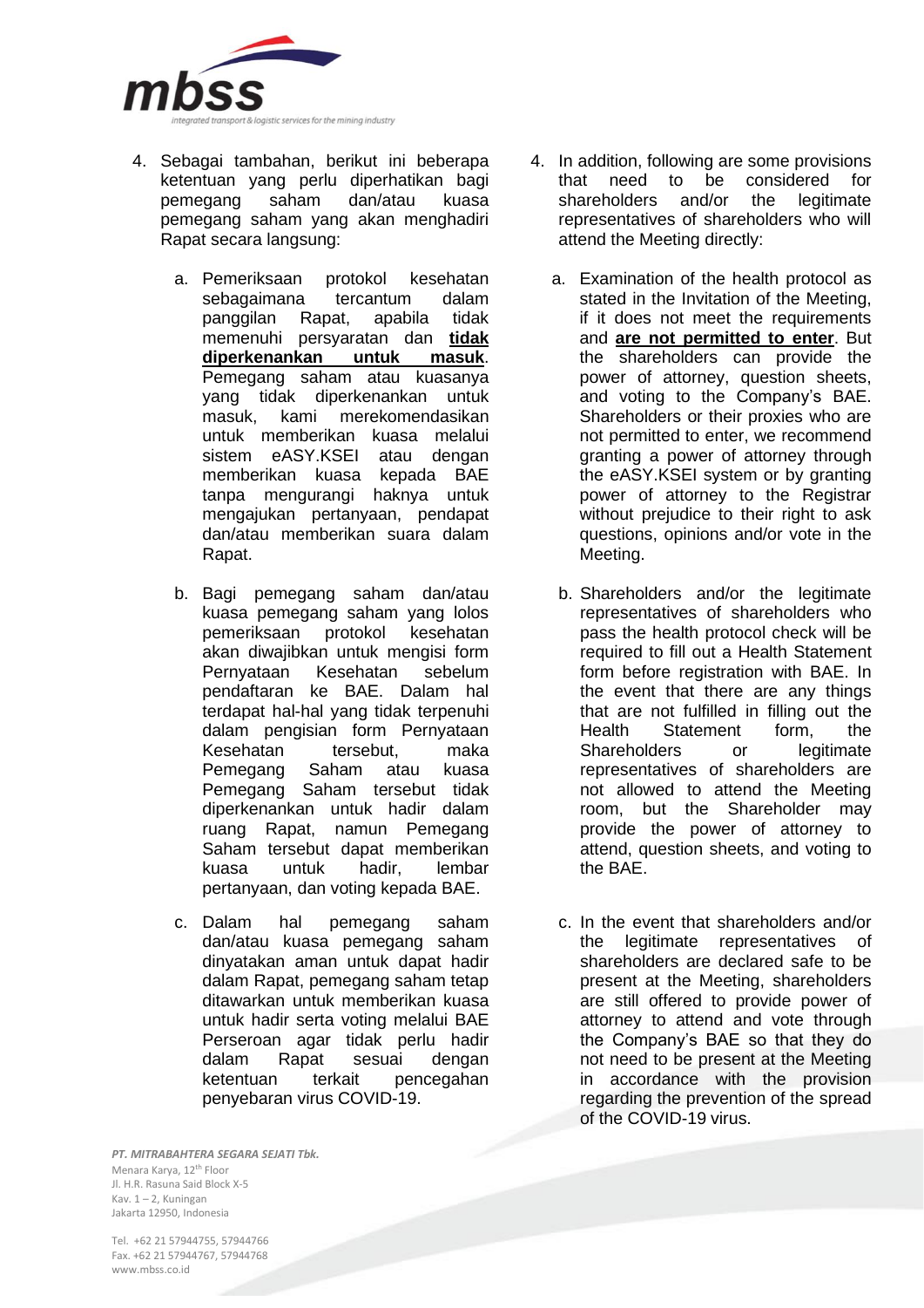4. Sebagai tambahan, berikut ini beberapa ketentuan yang perlu diperhatikan bagi pemegang saham dan/atau kuasa pemegang saham yang akan menghadiri Rapat secara langsung:

    a. Pemeriksaan protokol kesehatan sebagaimana tercantum dalam panggilan Rapat, apabila tidak memenuhi persyaratan dan **tidak diperkenankan untuk masuk**. Pemegang saham atau kuasanya yang tidak diperkenankan untuk masuk, kami merekomendasikan untuk memberikan kuasa melalui sistem eASY.KSEI atau dengan memberikan kuasa kepada BAE tanpa mengurangi haknya untuk mengajukan pertanyaan, pendapat dan/atau memberikan suara dalam Rapat.

    b. Bagi pemegang saham dan/atau kuasa pemegang saham yang lolos pemeriksaan protokol kesehatan akan diwajibkan untuk mengisi form Pernyataan Kesehatan sebelum pendaftaran ke BAE. Dalam hal terdapat hal-hal yang tidak terpenuhi dalam pengisian form Pernyataan Kesehatan tersebut, maka Pemegang Saham atau kuasa Pemegang Saham tersebut tidak diperkenankan untuk hadir dalam ruang Rapat, namun Pemegang Saham tersebut dapat memberikan kuasa untuk hadir, lembar pertanyaan, dan voting kepada BAE.

    c. Dalam hal pemegang saham dan/atau kuasa pemegang saham dinyatakan aman untuk dapat hadir dalam Rapat, pemegang saham tetap ditawarkan untuk memberikan kuasa untuk hadir serta voting melalui BAE Perseroan agar tidak perlu hadir dalam Rapat sesuai dengan ketentuan terkait pencegahan penyebaran virus COVID-19.

4. In addition, following are some provisions that need to be considered for shareholders and/or the legitimate representatives of shareholders who will attend the Meeting directly:

    a. Examination of the health protocol as stated in the Invitation of the Meeting, if it does not meet the requirements and **are not permitted to enter**. But the shareholders can provide the power of attorney, question sheets, and voting to the Company's BAE. Shareholders or their proxies who are not permitted to enter, we recommend granting a power of attorney through the eASY.KSEI system or by granting power of attorney to the Registrar without prejudice to their right to ask questions, opinions and/or vote in the Meeting.

    b. Shareholders and/or the legitimate representatives of shareholders who pass the health protocol check will be required to fill out a Health Statement form before registration with BAE. In the event that there are any things that are not fulfilled in filling out the Health Statement form, the Shareholders or legitimate representatives of shareholders are not allowed to attend the Meeting room, but the Shareholder may provide the power of attorney to attend, question sheets, and voting to the BAE.

    c. In the event that shareholders and/or the legitimate representatives of shareholders are declared safe to be present at the Meeting, shareholders are still offered to provide power of attorney to attend and vote through the Company's BAE so that they do not need to be present at the Meeting in accordance with the provision regarding the prevention of the spread of the COVID-19 virus.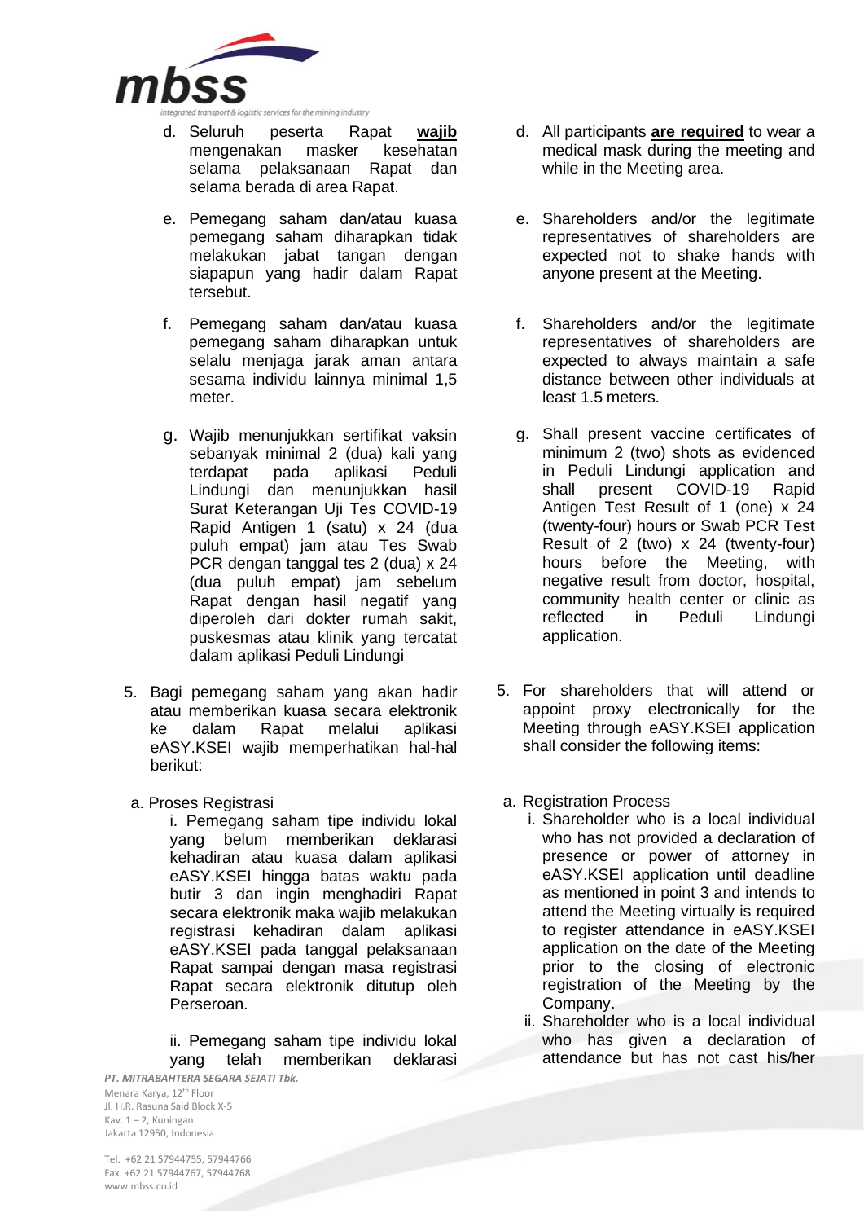d. Seluruh peserta Rapat **wajib** mengenakan masker kesehatan selama pelaksanaan Rapat dan selama berada di area Rapat.

e. Pemegang saham dan/atau kuasa pemegang saham diharapkan tidak melakukan jabat tangan dengan siapapun yang hadir dalam Rapat tersebut.

f. Pemegang saham dan/atau kuasa pemegang saham diharapkan untuk selalu menjaga jarak aman antara sesama individu lainnya minimal 1,5 meter.

g. Wajib menunjukkan sertifikat vaksin sebanyak minimal 2 (dua) kali yang terdapat pada aplikasi Peduli Lindungi dan menunjukkan hasil Surat Keterangan Uji Tes COVID-19 Rapid Antigen 1 (satu) x 24 (dua puluh empat) jam atau Tes Swab PCR dengan tanggal tes 2 (dua) x 24 (dua puluh empat) jam sebelum Rapat dengan hasil negatif yang diperoleh dari dokter rumah sakit, puskesmas atau klinik yang tercatat dalam aplikasi Peduli Lindungi

5. Bagi pemegang saham yang akan hadir atau memberikan kuasa secara elektronik ke dalam Rapat melalui aplikasi eASY.KSEI wajib memperhatikan hal-hal berikut:

a. Proses Registrasi

i. Pemegang saham tipe individu lokal yang belum memberikan deklarasi kehadiran atau kuasa dalam aplikasi eASY.KSEI hingga batas waktu pada butir 3 dan ingin menghadiri Rapat secara elektronik maka wajib melakukan registrasi kehadiran dalam aplikasi eASY.KSEI pada tanggal pelaksanaan Rapat sampai dengan masa registrasi Rapat secara elektronik ditutup oleh Perseroan.

ii. Pemegang saham tipe individu lokal yang telah memberikan deklarasi

d. All participants **are required** to wear a medical mask during the meeting and while in the Meeting area.

e. Shareholders and/or the legitimate representatives of shareholders are expected not to shake hands with anyone present at the Meeting.

f. Shareholders and/or the legitimate representatives of shareholders are expected to always maintain a safe distance between other individuals at least 1.5 meters.

g. Shall present vaccine certificates of minimum 2 (two) shots as evidenced in Peduli Lindungi application and shall present COVID-19 Rapid Antigen Test Result of 1 (one) x 24 (twenty-four) hours or Swab PCR Test Result of 2 (two) x 24 (twenty-four) hours before the Meeting, with negative result from doctor, hospital, community health center or clinic as reflected in Peduli Lindungi application.

5. For shareholders that will attend or appoint proxy electronically for the Meeting through eASY.KSEI application shall consider the following items:

a. Registration Process

i. Shareholder who is a local individual who has not provided a declaration of presence or power of attorney in eASY.KSEI application until deadline as mentioned in point 3 and intends to attend the Meeting virtually is required to register attendance in eASY.KSEI application on the date of the Meeting prior to the closing of electronic registration of the Meeting by the Company.

ii. Shareholder who is a local individual who has given a declaration of attendance but has not cast his/her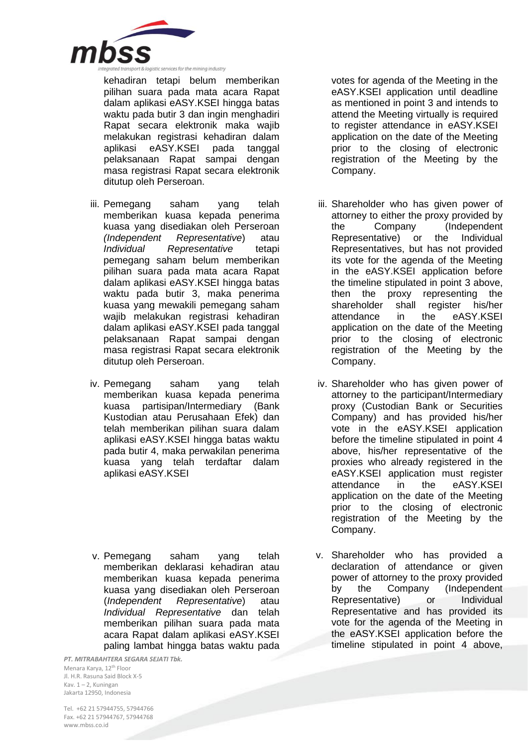kehadiran tetapi belum memberikan pilihan suara pada mata acara Rapat dalam aplikasi eASY.KSEI hingga batas waktu pada butir 3 dan ingin menghadiri Rapat secara elektronik maka wajib melakukan registrasi kehadiran dalam aplikasi eASY.KSEI pada tanggal pelaksanaan Rapat sampai dengan masa registrasi Rapat secara elektronik ditutup oleh Perseroan.

iii. Pemegang saham yang telah memberikan kuasa kepada penerima kuasa yang disediakan oleh Perseroan *(Independent Representative)* atau *Individual Representative* tetapi pemegang saham belum memberikan pilihan suara pada mata acara Rapat dalam aplikasi eASY.KSEI hingga batas waktu pada butir 3, maka penerima kuasa yang mewakili pemegang saham wajib melakukan registrasi kehadiran dalam aplikasi eASY.KSEI pada tanggal pelaksanaan Rapat sampai dengan masa registrasi Rapat secara elektronik ditutup oleh Perseroan.

iv. Pemegang saham yang telah memberikan kuasa kepada penerima kuasa partisipan/Intermediary (Bank Kustodian atau Perusahaan Efek) dan telah memberikan pilihan suara dalam aplikasi eASY.KSEI hingga batas waktu pada butir 4, maka perwakilan penerima kuasa yang telah terdaftar dalam aplikasi eASY.KSEI

v. Pemegang saham yang telah memberikan deklarasi kehadiran atau memberikan kuasa kepada penerima kuasa yang disediakan oleh Perseroan (*Independent Representative*) atau *Individual Representative* dan telah memberikan pilihan suara pada mata acara Rapat dalam aplikasi eASY.KSEI paling lambat hingga batas waktu pada

votes for agenda of the Meeting in the eASY.KSEI application until deadline as mentioned in point 3 and intends to attend the Meeting virtually is required to register attendance in eASY.KSEI application on the date of the Meeting prior to the closing of electronic registration of the Meeting by the Company.

iii. Shareholder who has given power of attorney to either the proxy provided by the Company (Independent Representative) or the Individual Representatives, but has not provided its vote for the agenda of the Meeting in the eASY.KSEI application before the timeline stipulated in point 3 above, then the proxy representing the shareholder shall register his/her attendance in the eASY.KSEI application on the date of the Meeting prior to the closing of electronic registration of the Meeting by the Company.

iv. Shareholder who has given power of attorney to the participant/Intermediary proxy (Custodian Bank or Securities Company) and has provided his/her vote in the eASY.KSEI application before the timeline stipulated in point 4 above, his/her representative of the proxies who already registered in the eASY.KSEI application must register attendance in the eASY.KSEI application on the date of the Meeting prior to the closing of electronic registration of the Meeting by the Company.

v. Shareholder who has provided a declaration of attendance or given power of attorney to the proxy provided by the Company (Independent Representative) or Individual Representative and has provided its vote for the agenda of the Meeting in the eASY.KSEI application before the timeline stipulated in point 4 above,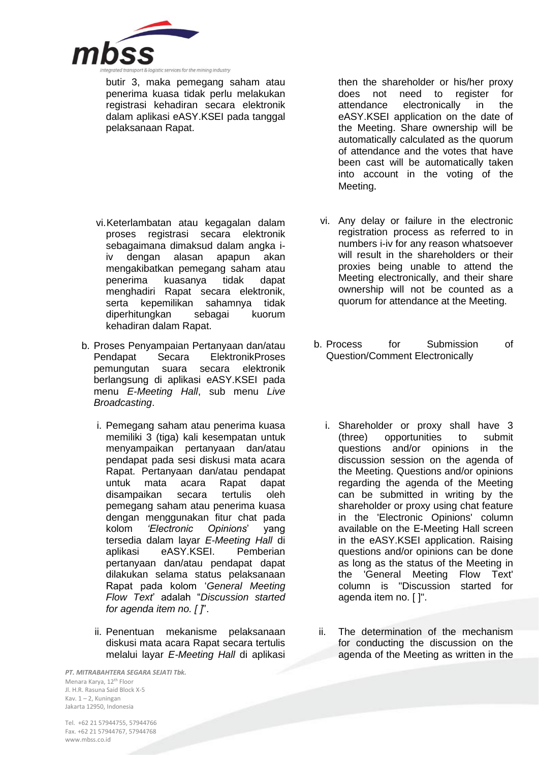butir 3, maka pemegang saham atau penerima kuasa tidak perlu melakukan registrasi kehadiran secara elektronik dalam aplikasi eASY.KSEI pada tanggal pelaksanaan Rapat.

then the shareholder or his/her proxy does not need to register for attendance electronically in the eASY.KSEI application on the date of the Meeting. Share ownership will be automatically calculated as the quorum of attendance and the votes that have been cast will be automatically taken into account in the voting of the Meeting.

vi. Keterlambatan atau kegagalan dalam proses registrasi secara elektronik sebagaimana dimaksud dalam angka i-iv dengan alasan apapun akan mengakibatkan pemegang saham atau penerima kuasanya tidak dapat menghadiri Rapat secara elektronik, serta kepemilikan sahamnya tidak diperhitungkan sebagai kuorum kehadiran dalam Rapat.

vi. Any delay or failure in the electronic registration process as referred to in numbers i-iv for any reason whatsoever will result in the shareholders or their proxies being unable to attend the Meeting electronically, and their share ownership will not be counted as a quorum for attendance at the Meeting.

b. Proses Penyampaian Pertanyaan dan/atau Pendapat Secara ElektronikProses pemungutan suara secara elektronik berlangsung di aplikasi eASY.KSEI pada menu *E-Meeting Hall*, sub menu *Live Broadcasting*.

b. Process for Submission of Question/Comment Electronically

i. Pemegang saham atau penerima kuasa memiliki 3 (tiga) kali kesempatan untuk menyampaikan pertanyaan dan/atau pendapat pada sesi diskusi mata acara Rapat. Pertanyaan dan/atau pendapat untuk mata acara Rapat dapat disampaikan secara tertulis oleh pemegang saham atau penerima kuasa dengan menggunakan fitur chat pada kolom *'Electronic Opinions'* yang tersedia dalam layar *E-Meeting Hall* di aplikasi eASY.KSEI. Pemberian pertanyaan dan/atau pendapat dapat dilakukan selama status pelaksanaan Rapat pada kolom '*General Meeting Flow Text*' adalah "*Discussion started for agenda item no. [ ]*".

i. Shareholder or proxy shall have 3 (three) opportunities to submit questions and/or opinions in the discussion session on the agenda of the Meeting. Questions and/or opinions regarding the agenda of the Meeting can be submitted in writing by the shareholder or proxy using chat feature in the 'Electronic Opinions' column available on the E-Meeting Hall screen in the eASY.KSEI application. Raising questions and/or opinions can be done as long as the status of the Meeting in the 'General Meeting Flow Text' column is "Discussion started for agenda item no. [ ]".

ii. Penentuan mekanisme pelaksanaan diskusi mata acara Rapat secara tertulis melalui layar *E-Meeting Hall* di aplikasi

ii. The determination of the mechanism for conducting the discussion on the agenda of the Meeting as written in the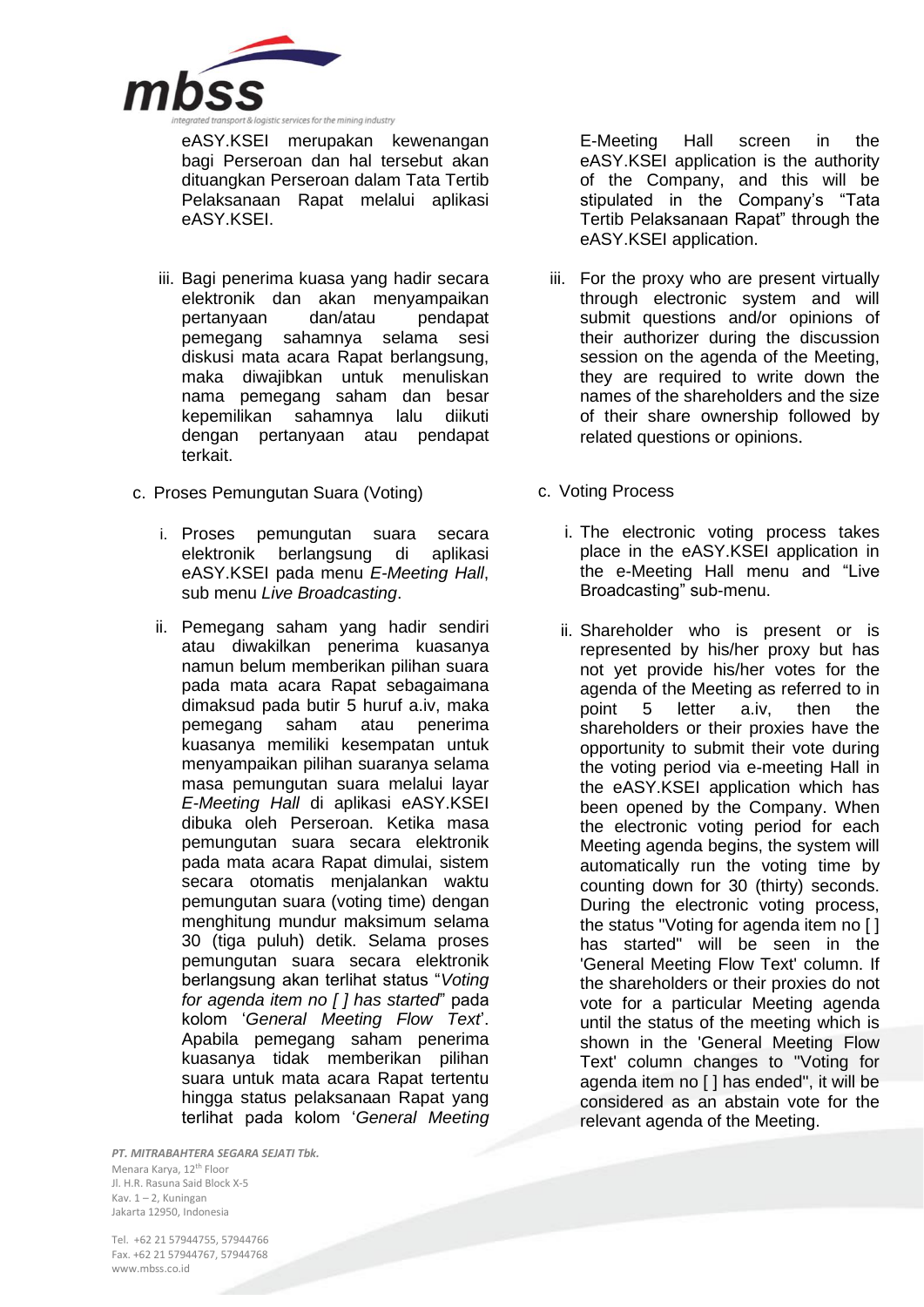eASY.KSEI merupakan kewenangan bagi Perseroan dan hal tersebut akan dituangkan Perseroan dalam Tata Tertib Pelaksanaan Rapat melalui aplikasi eASY.KSEI.

iii. Bagi penerima kuasa yang hadir secara elektronik dan akan menyampaikan pertanyaan dan/atau pendapat pemegang sahamnya selama sesi diskusi mata acara Rapat berlangsung, maka diwajibkan untuk menuliskan nama pemegang saham dan besar kepemilikan sahamnya lalu diikuti dengan pertanyaan atau pendapat terkait.

c. Proses Pemungutan Suara (Voting)

i. Proses pemungutan suara secara elektronik berlangsung di aplikasi eASY.KSEI pada menu *E-Meeting Hall*, sub menu *Live Broadcasting*.

ii. Pemegang saham yang hadir sendiri atau diwakilkan penerima kuasanya namun belum memberikan pilihan suara pada mata acara Rapat sebagaimana dimaksud pada butir 5 huruf a.iv, maka pemegang saham atau penerima kuasanya memiliki kesempatan untuk menyampaikan pilihan suaranya selama masa pemungutan suara melalui layar *E-Meeting Hall* di aplikasi eASY.KSEI dibuka oleh Perseroan. Ketika masa pemungutan suara secara elektronik pada mata acara Rapat dimulai, sistem secara otomatis menjalankan waktu pemungutan suara (voting time) dengan menghitung mundur maksimum selama 30 (tiga puluh) detik. Selama proses pemungutan suara secara elektronik berlangsung akan terlihat status "*Voting for agenda item no [ ] has started*" pada kolom '*General Meeting Flow Text*'. Apabila pemegang saham penerima kuasanya tidak memberikan pilihan suara untuk mata acara Rapat tertentu hingga status pelaksanaan Rapat yang terlihat pada kolom '*General Meeting*

E-Meeting Hall screen in the eASY.KSEI application is the authority of the Company, and this will be stipulated in the Company's "Tata Tertib Pelaksanaan Rapat" through the eASY.KSEI application.

iii. For the proxy who are present virtually through electronic system and will submit questions and/or opinions of their authorizer during the discussion session on the agenda of the Meeting, they are required to write down the names of the shareholders and the size of their share ownership followed by related questions or opinions.

c. Voting Process

i. The electronic voting process takes place in the eASY.KSEI application in the e-Meeting Hall menu and "Live Broadcasting" sub-menu.

ii. Shareholder who is present or is represented by his/her proxy but has not yet provide his/her votes for the agenda of the Meeting as referred to in point 5 letter a.iv, then the shareholders or their proxies have the opportunity to submit their vote during the voting period via e-meeting Hall in the eASY.KSEI application which has been opened by the Company. When the electronic voting period for each Meeting agenda begins, the system will automatically run the voting time by counting down for 30 (thirty) seconds. During the electronic voting process, the status "Voting for agenda item no [ ] has started" will be seen in the 'General Meeting Flow Text' column. If the shareholders or their proxies do not vote for a particular Meeting agenda until the status of the meeting which is shown in the 'General Meeting Flow Text' column changes to "Voting for agenda item no [ ] has ended", it will be considered as an abstain vote for the relevant agenda of the Meeting.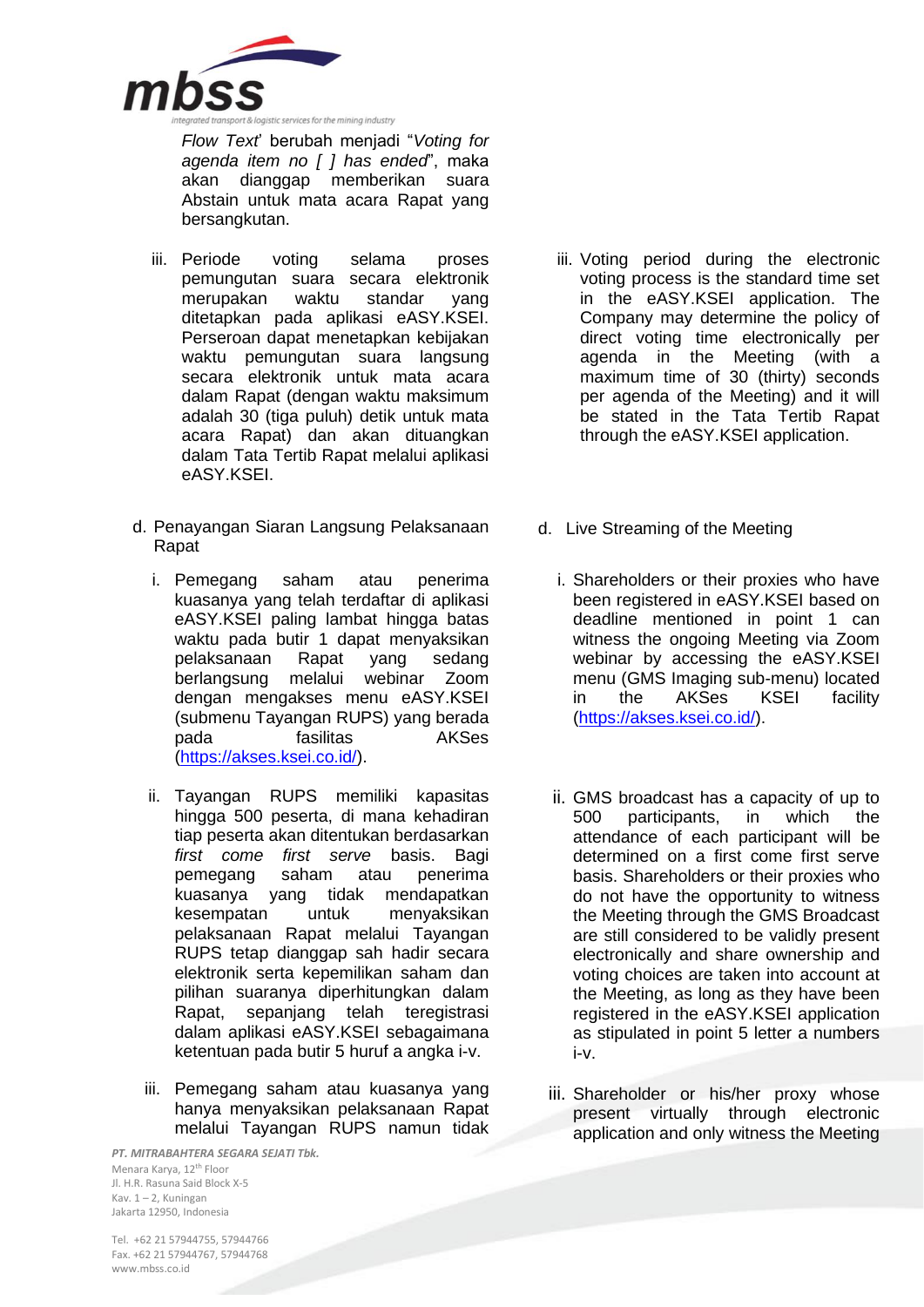*Flow Text*' berubah menjadi "*Voting for agenda item no [ ] has ended*", maka akan dianggap memberikan suara Abstain untuk mata acara Rapat yang bersangkutan.

iii. Periode voting selama proses pemungutan suara secara elektronik merupakan waktu standar yang ditetapkan pada aplikasi eASY.KSEI. Perseroan dapat menetapkan kebijakan waktu pemungutan suara langsung secara elektronik untuk mata acara dalam Rapat (dengan waktu maksimum adalah 30 (tiga puluh) detik untuk mata acara Rapat) dan akan dituangkan dalam Tata Tertib Rapat melalui aplikasi eASY.KSEI.

iii. Voting period during the electronic voting process is the standard time set in the eASY.KSEI application. The Company may determine the policy of direct voting time electronically per agenda in the Meeting (with a maximum time of 30 (thirty) seconds per agenda of the Meeting) and it will be stated in the Tata Tertib Rapat through the eASY.KSEI application.

d. Penayangan Siaran Langsung Pelaksanaan Rapat

i. Pemegang saham atau penerima kuasanya yang telah terdaftar di aplikasi eASY.KSEI paling lambat hingga batas waktu pada butir 1 dapat menyaksikan pelaksanaan Rapat yang sedang berlangsung melalui webinar Zoom dengan mengakses menu eASY.KSEI (submenu Tayangan RUPS) yang berada pada fasilitas AKSes (https://akses.ksei.co.id/).

ii. Tayangan RUPS memiliki kapasitas hingga 500 peserta, di mana kehadiran tiap peserta akan ditentukan berdasarkan *first come first serve* basis. Bagi pemegang saham atau penerima kuasanya yang tidak mendapatkan kesempatan untuk menyaksikan pelaksanaan Rapat melalui Tayangan RUPS tetap dianggap sah hadir secara elektronik serta kepemilikan saham dan pilihan suaranya diperhitungkan dalam Rapat, sepanjang telah teregistrasi dalam aplikasi eASY.KSEI sebagaimana ketentuan pada butir 5 huruf a angka i-v.

iii. Pemegang saham atau kuasanya yang hanya menyaksikan pelaksanaan Rapat melalui Tayangan RUPS namun tidak

d. Live Streaming of the Meeting

i. Shareholders or their proxies who have been registered in eASY.KSEI based on deadline mentioned in point 1 can witness the ongoing Meeting via Zoom webinar by accessing the eASY.KSEI menu (GMS Imaging sub-menu) located in the AKSes KSEI facility (https://akses.ksei.co.id/).

ii. GMS broadcast has a capacity of up to 500 participants, in which the attendance of each participant will be determined on a first come first serve basis. Shareholders or their proxies who do not have the opportunity to witness the Meeting through the GMS Broadcast are still considered to be validly present electronically and share ownership and voting choices are taken into account at the Meeting, as long as they have been registered in the eASY.KSEI application as stipulated in point 5 letter a numbers i-v.

iii. Shareholder or his/her proxy whose present virtually through electronic application and only witness the Meeting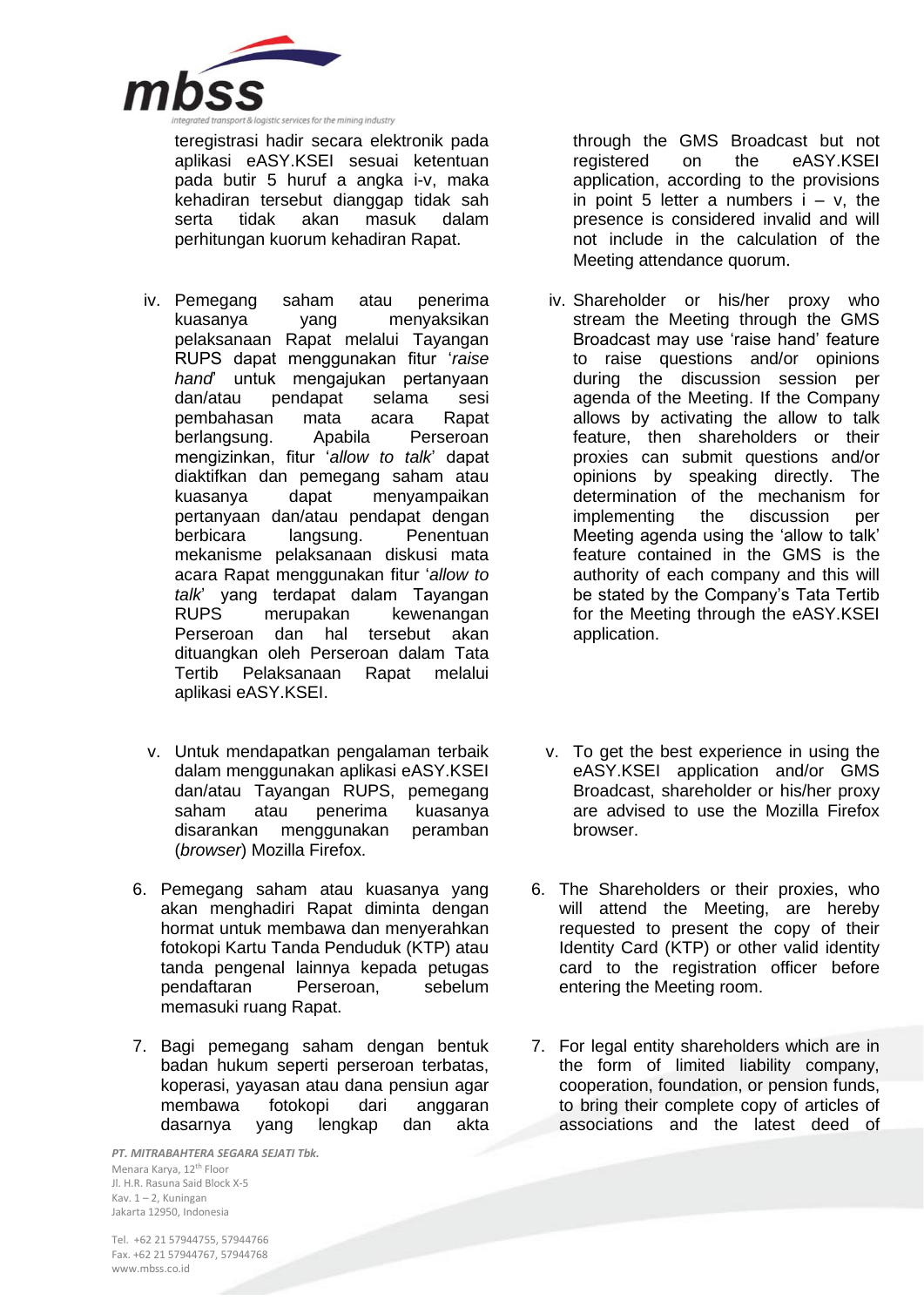teregistrasi hadir secara elektronik pada aplikasi eASY.KSEI sesuai ketentuan pada butir 5 huruf a angka i-v, maka kehadiran tersebut dianggap tidak sah serta tidak akan masuk dalam perhitungan kuorum kehadiran Rapat.

iv. Pemegang saham atau penerima kuasanya yang menyaksikan pelaksanaan Rapat melalui Tayangan RUPS dapat menggunakan fitur '*raise hand*' untuk mengajukan pertanyaan dan/atau pendapat selama sesi pembahasan mata acara Rapat berlangsung. Apabila Perseroan mengizinkan, fitur '*allow to talk*' dapat diaktifkan dan pemegang saham atau kuasanya dapat menyampaikan pertanyaan dan/atau pendapat dengan berbicara langsung. Penentuan mekanisme pelaksanaan diskusi mata acara Rapat menggunakan fitur '*allow to talk*' yang terdapat dalam Tayangan RUPS merupakan kewenangan Perseroan dan hal tersebut akan dituangkan oleh Perseroan dalam Tata Tertib Pelaksanaan Rapat melalui aplikasi eASY.KSEI.

v. Untuk mendapatkan pengalaman terbaik dalam menggunakan aplikasi eASY.KSEI dan/atau Tayangan RUPS, pemegang saham atau penerima kuasanya disarankan menggunakan peramban (*browser*) Mozilla Firefox.

6. Pemegang saham atau kuasanya yang akan menghadiri Rapat diminta dengan hormat untuk membawa dan menyerahkan fotokopi Kartu Tanda Penduduk (KTP) atau tanda pengenal lainnya kepada petugas pendaftaran Perseroan, sebelum memasuki ruang Rapat.

7. Bagi pemegang saham dengan bentuk badan hukum seperti perseroan terbatas, koperasi, yayasan atau dana pensiun agar membawa fotokopi dari anggaran dasarnya yang lengkap dan akta

through the GMS Broadcast but not registered on the eASY.KSEI application, according to the provisions in point 5 letter a numbers i – v, the presence is considered invalid and will not include in the calculation of the Meeting attendance quorum.

iv. Shareholder or his/her proxy who stream the Meeting through the GMS Broadcast may use 'raise hand' feature to raise questions and/or opinions during the discussion session per agenda of the Meeting. If the Company allows by activating the allow to talk feature, then shareholders or their proxies can submit questions and/or opinions by speaking directly. The determination of the mechanism for implementing the discussion per Meeting agenda using the 'allow to talk' feature contained in the GMS is the authority of each company and this will be stated by the Company's Tata Tertib for the Meeting through the eASY.KSEI application.

v. To get the best experience in using the eASY.KSEI application and/or GMS Broadcast, shareholder or his/her proxy are advised to use the Mozilla Firefox browser.

6. The Shareholders or their proxies, who will attend the Meeting, are hereby requested to present the copy of their Identity Card (KTP) or other valid identity card to the registration officer before entering the Meeting room.

7. For legal entity shareholders which are in the form of limited liability company, cooperation, foundation, or pension funds, to bring their complete copy of articles of associations and the latest deed of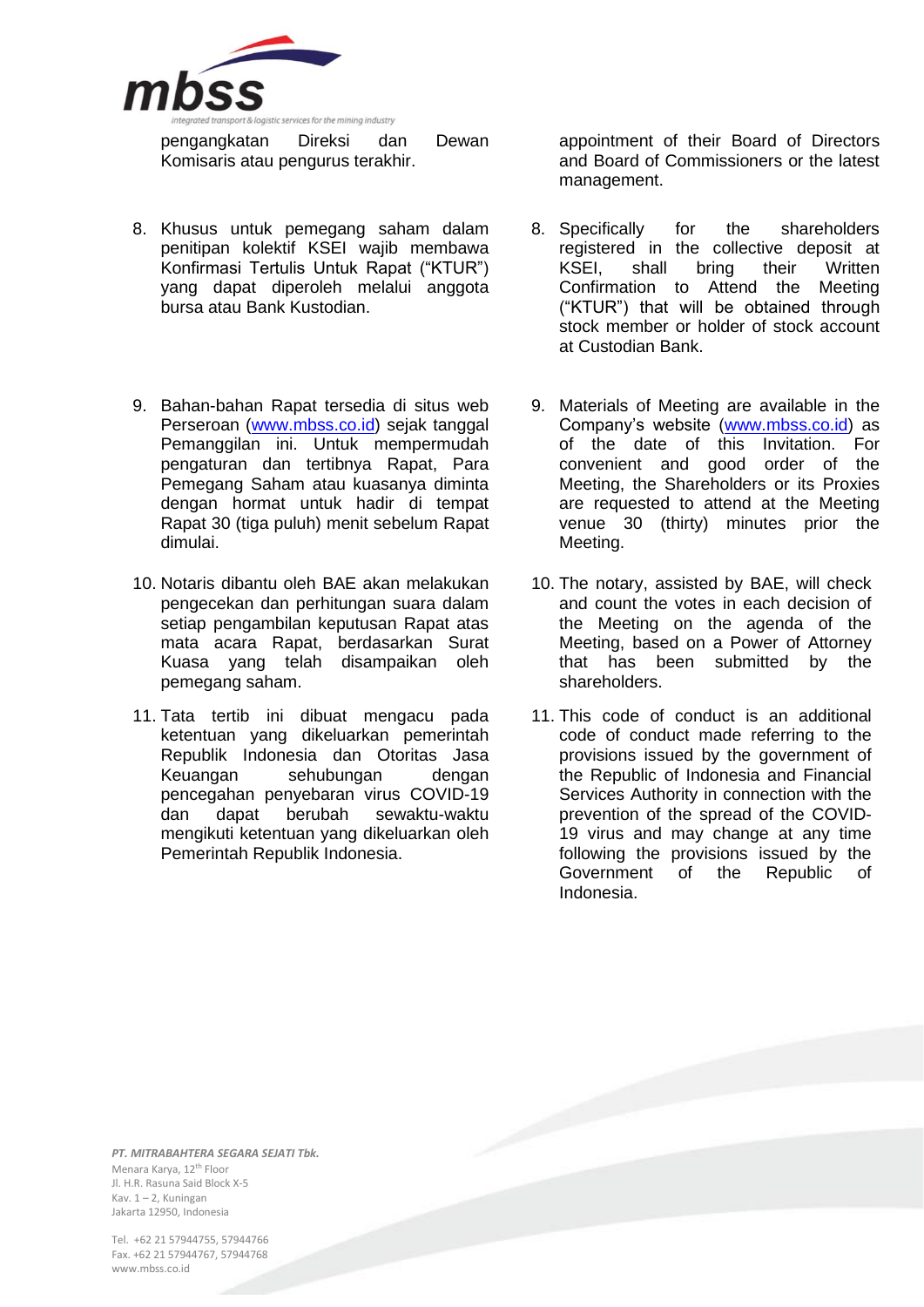pengangkatan Direksi dan Dewan Komisaris atau pengurus terakhir.

appointment of their Board of Directors and Board of Commissioners or the latest management.

8. Khusus untuk pemegang saham dalam penitipan kolektif KSEI wajib membawa Konfirmasi Tertulis Untuk Rapat ("KTUR") yang dapat diperoleh melalui anggota bursa atau Bank Kustodian.

8. Specifically for the shareholders registered in the collective deposit at KSEI, shall bring their Written Confirmation to Attend the Meeting ("KTUR") that will be obtained through stock member or holder of stock account at Custodian Bank.

9. Bahan-bahan Rapat tersedia di situs web Perseroan (www.mbss.co.id) sejak tanggal Pemanggilan ini. Untuk mempermudah pengaturan dan tertibnya Rapat, Para Pemegang Saham atau kuasanya diminta dengan hormat untuk hadir di tempat Rapat 30 (tiga puluh) menit sebelum Rapat dimulai.

9. Materials of Meeting are available in the Company's website (www.mbss.co.id) as of the date of this Invitation. For convenient and good order of the Meeting, the Shareholders or its Proxies are requested to attend at the Meeting venue 30 (thirty) minutes prior the Meeting.

10. Notaris dibantu oleh BAE akan melakukan pengecekan dan perhitungan suara dalam setiap pengambilan keputusan Rapat atas mata acara Rapat, berdasarkan Surat Kuasa yang telah disampaikan oleh pemegang saham.

10. The notary, assisted by BAE, will check and count the votes in each decision of the Meeting on the agenda of the Meeting, based on a Power of Attorney that has been submitted by the shareholders.

11. Tata tertib ini dibuat mengacu pada ketentuan yang dikeluarkan pemerintah Republik Indonesia dan Otoritas Jasa Keuangan sehubungan dengan pencegahan penyebaran virus COVID-19 dan dapat berubah sewaktu-waktu mengikuti ketentuan yang dikeluarkan oleh Pemerintah Republik Indonesia.

11. This code of conduct is an additional code of conduct made referring to the provisions issued by the government of the Republic of Indonesia and Financial Services Authority in connection with the prevention of the spread of the COVID-19 virus and may change at any time following the provisions issued by the Government of the Republic of Indonesia.

*PT. MITRABAHTERA SEGARA SEJATI Tbk.*
Menara Karya, 12th Floor
Jl. H.R. Rasuna Said Block X-5
Kav. 1 – 2, Kuningan
Jakarta 12950, Indonesia

Tel. +62 21 57944755, 57944766
Fax. +62 21 57944767, 57944768
www.mbss.co.id